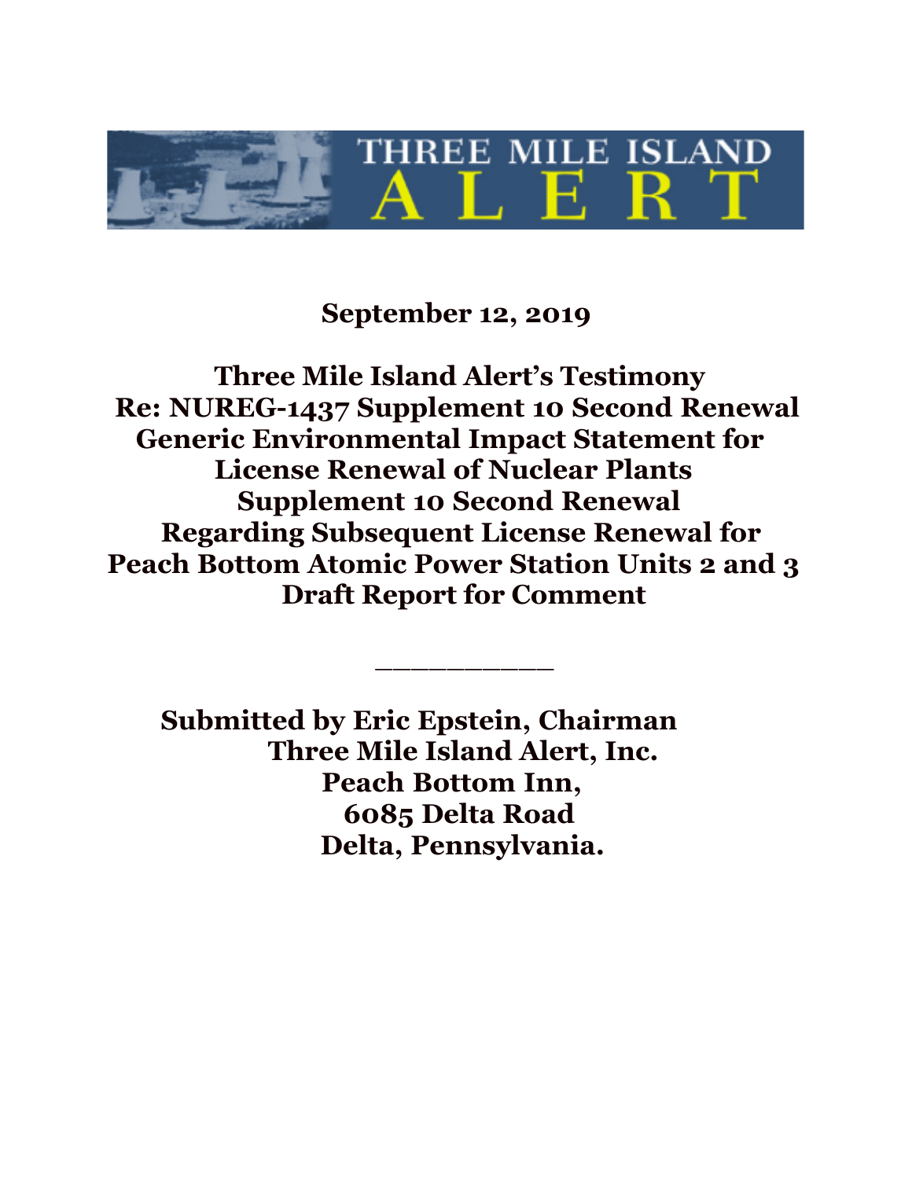THREE MILE ISLAND ALERT

**September 12, 2019**

**Three Mile Island Alert's Testimony**
**Re: NUREG-1437 Supplement 10 Second Renewal**
**Generic Environmental Impact Statement for**
**License Renewal of Nuclear Plants**
**Supplement 10 Second Renewal**
**Regarding Subsequent License Renewal for**
**Peach Bottom Atomic Power Station Units 2 and 3**
**Draft Report for Comment**

\_\_\_\_\_\_\_\_\_\_

**Submitted by Eric Epstein, Chairman**
**Three Mile Island Alert, Inc.**
**Peach Bottom Inn,**
**6085 Delta Road**
**Delta, Pennsylvania.**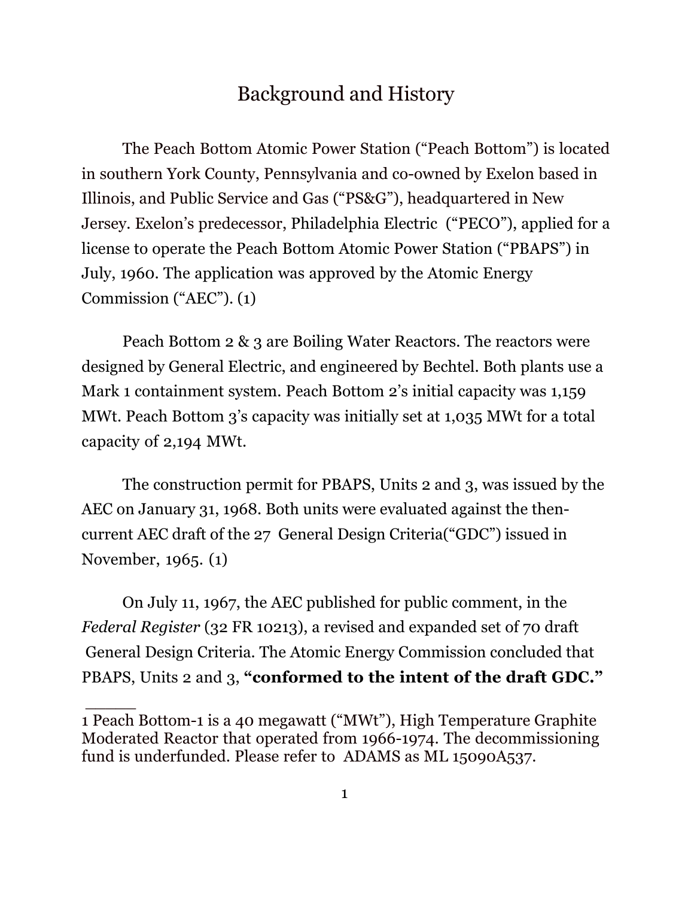# Background and History

The Peach Bottom Atomic Power Station ("Peach Bottom") is located in southern York County, Pennsylvania and co-owned by Exelon based in Illinois, and Public Service and Gas ("PS&G"), headquartered in New Jersey. Exelon's predecessor, Philadelphia Electric ("PECO"), applied for a license to operate the Peach Bottom Atomic Power Station ("PBAPS") in July, 1960. The application was approved by the Atomic Energy Commission ("AEC"). (1)

Peach Bottom 2 & 3 are Boiling Water Reactors. The reactors were designed by General Electric, and engineered by Bechtel. Both plants use a Mark 1 containment system. Peach Bottom 2's initial capacity was 1,159 MWt. Peach Bottom 3's capacity was initially set at 1,035 MWt for a total capacity of 2,194 MWt.

The construction permit for PBAPS, Units 2 and 3, was issued by the AEC on January 31, 1968. Both units were evaluated against the then-current AEC draft of the 27 General Design Criteria("GDC") issued in November, 1965. (1)

On July 11, 1967, the AEC published for public comment, in the *Federal Register* (32 FR 10213), a revised and expanded set of 70 draft General Design Criteria. The Atomic Energy Commission concluded that PBAPS, Units 2 and 3, **"conformed to the intent of the draft GDC."**

______

1 Peach Bottom-1 is a 40 megawatt ("MWt"), High Temperature Graphite Moderated Reactor that operated from 1966-1974. The decommissioning fund is underfunded. Please refer to ADAMS as ML 15090A537.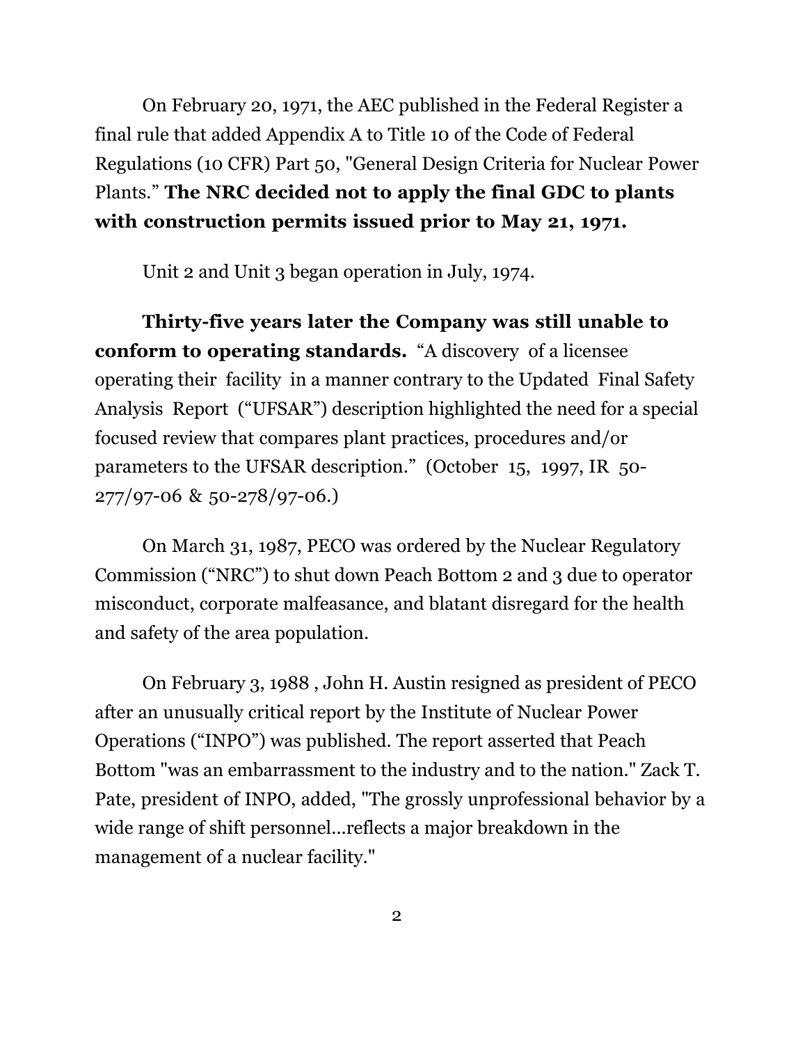On February 20, 1971, the AEC published in the Federal Register a final rule that added Appendix A to Title 10 of the Code of Federal Regulations (10 CFR) Part 50, "General Design Criteria for Nuclear Power Plants." **The NRC decided not to apply the final GDC to plants with construction permits issued prior to May 21, 1971.**

Unit 2 and Unit 3 began operation in July, 1974.

**Thirty-five years later the Company was still unable to conform to operating standards.** "A discovery of a licensee operating their facility in a manner contrary to the Updated Final Safety Analysis Report ("UFSAR") description highlighted the need for a special focused review that compares plant practices, procedures and/or parameters to the UFSAR description." (October 15, 1997, IR 50-277/97-06 & 50-278/97-06.)

On March 31, 1987, PECO was ordered by the Nuclear Regulatory Commission ("NRC") to shut down Peach Bottom 2 and 3 due to operator misconduct, corporate malfeasance, and blatant disregard for the health and safety of the area population.

On February 3, 1988 , John H. Austin resigned as president of PECO after an unusually critical report by the Institute of Nuclear Power Operations ("INPO") was published. The report asserted that Peach Bottom "was an embarrassment to the industry and to the nation." Zack T. Pate, president of INPO, added, "The grossly unprofessional behavior by a wide range of shift personnel...reflects a major breakdown in the management of a nuclear facility."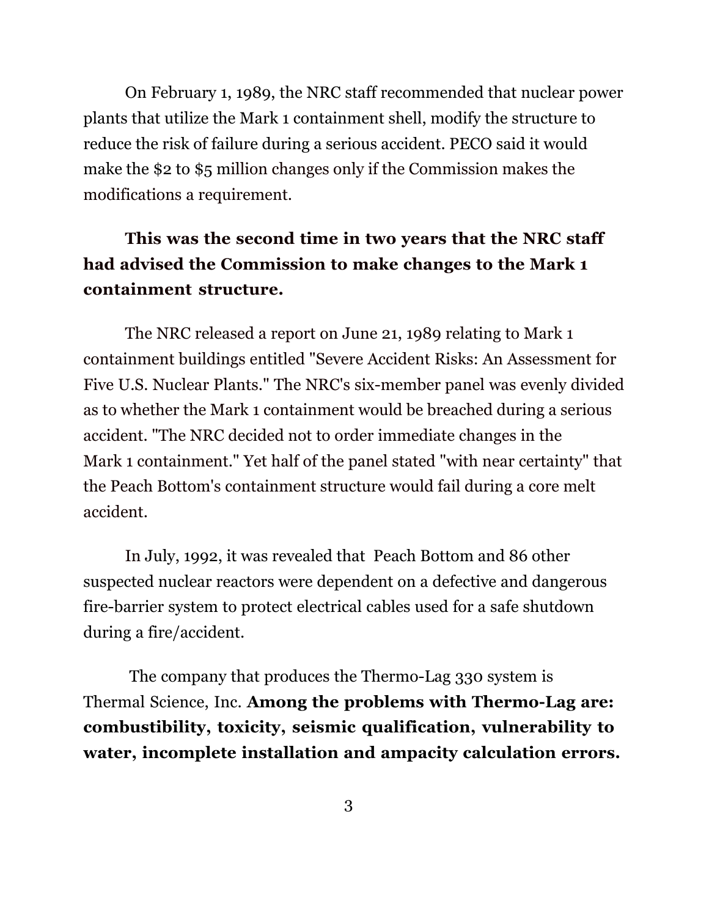On February 1, 1989, the NRC staff recommended that nuclear power plants that utilize the Mark 1 containment shell, modify the structure to reduce the risk of failure during a serious accident. PECO said it would make the $2 to $5 million changes only if the Commission makes the modifications a requirement.

**This was the second time in two years that the NRC staff had advised the Commission to make changes to the Mark 1 containment structure.**

The NRC released a report on June 21, 1989 relating to Mark 1 containment buildings entitled "Severe Accident Risks: An Assessment for Five U.S. Nuclear Plants." The NRC's six-member panel was evenly divided as to whether the Mark 1 containment would be breached during a serious accident. "The NRC decided not to order immediate changes in the Mark 1 containment." Yet half of the panel stated "with near certainty" that the Peach Bottom's containment structure would fail during a core melt accident.

In July, 1992, it was revealed that Peach Bottom and 86 other suspected nuclear reactors were dependent on a defective and dangerous fire-barrier system to protect electrical cables used for a safe shutdown during a fire/accident.

The company that produces the Thermo-Lag 330 system is Thermal Science, Inc. **Among the problems with Thermo-Lag are: combustibility, toxicity, seismic qualification, vulnerability to water, incomplete installation and ampacity calculation errors.**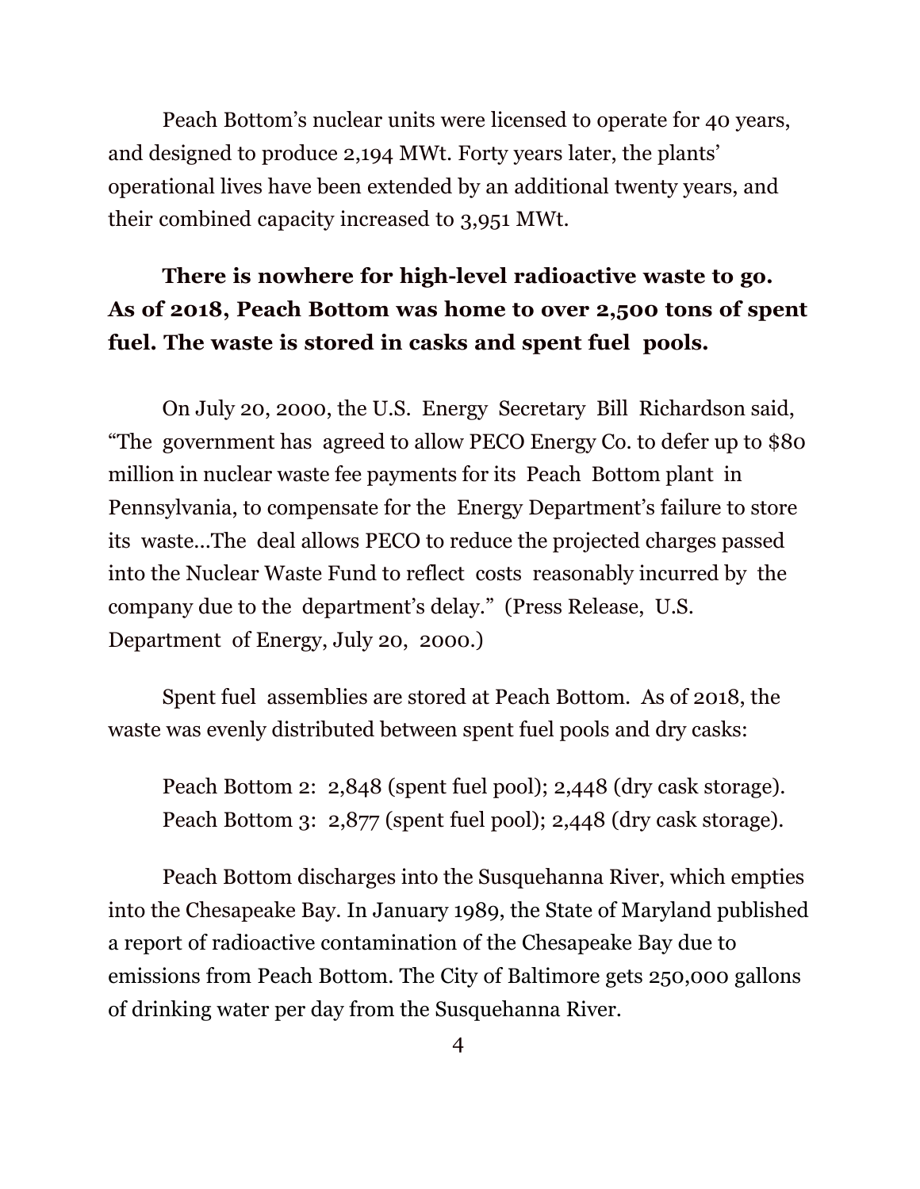Peach Bottom's nuclear units were licensed to operate for 40 years, and designed to produce 2,194 MWt. Forty years later, the plants' operational lives have been extended by an additional twenty years, and their combined capacity increased to 3,951 MWt.

**There is nowhere for high-level radioactive waste to go. As of 2018, Peach Bottom was home to over 2,500 tons of spent fuel. The waste is stored in casks and spent fuel pools.**

On July 20, 2000, the U.S. Energy Secretary Bill Richardson said, "The government has agreed to allow PECO Energy Co. to defer up to $80 million in nuclear waste fee payments for its Peach Bottom plant in Pennsylvania, to compensate for the Energy Department's failure to store its waste...The deal allows PECO to reduce the projected charges passed into the Nuclear Waste Fund to reflect costs reasonably incurred by the company due to the department's delay." (Press Release, U.S. Department of Energy, July 20, 2000.)

Spent fuel assemblies are stored at Peach Bottom. As of 2018, the waste was evenly distributed between spent fuel pools and dry casks:

Peach Bottom 2: 2,848 (spent fuel pool); 2,448 (dry cask storage).
Peach Bottom 3: 2,877 (spent fuel pool); 2,448 (dry cask storage).

Peach Bottom discharges into the Susquehanna River, which empties into the Chesapeake Bay. In January 1989, the State of Maryland published a report of radioactive contamination of the Chesapeake Bay due to emissions from Peach Bottom. The City of Baltimore gets 250,000 gallons of drinking water per day from the Susquehanna River.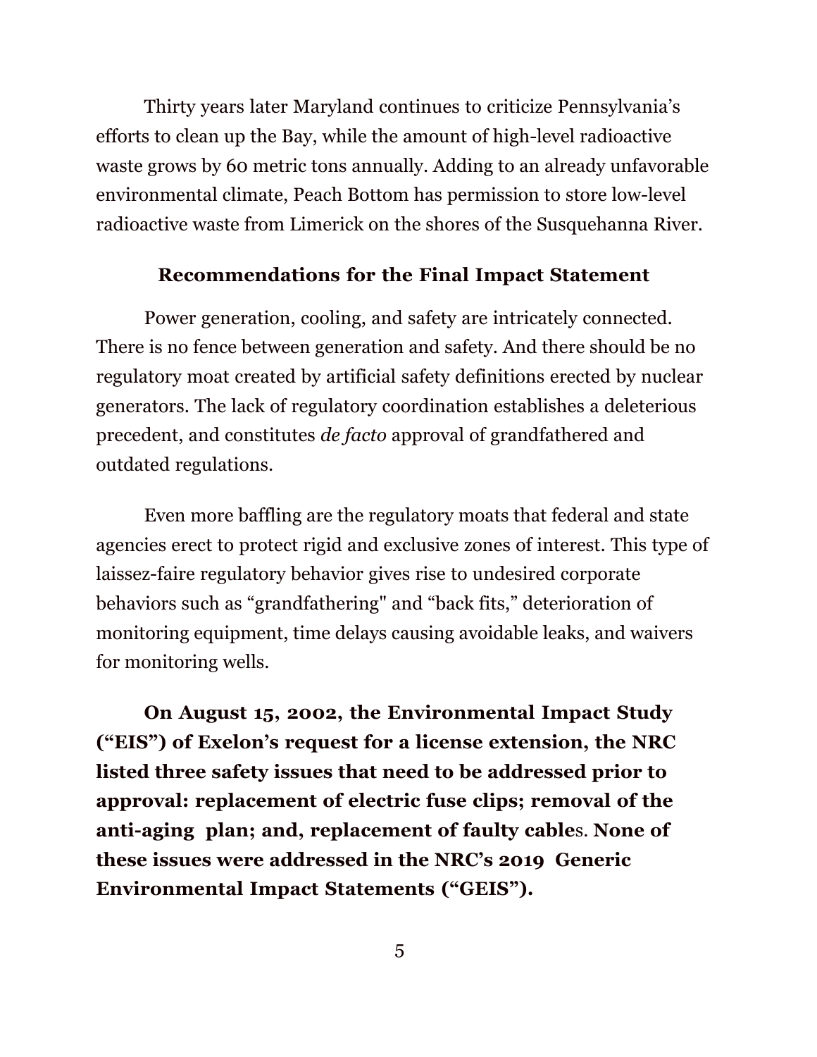Thirty years later Maryland continues to criticize Pennsylvania's efforts to clean up the Bay, while the amount of high-level radioactive waste grows by 60 metric tons annually. Adding to an already unfavorable environmental climate, Peach Bottom has permission to store low-level radioactive waste from Limerick on the shores of the Susquehanna River.

### Recommendations for the Final Impact Statement

Power generation, cooling, and safety are intricately connected. There is no fence between generation and safety. And there should be no regulatory moat created by artificial safety definitions erected by nuclear generators. The lack of regulatory coordination establishes a deleterious precedent, and constitutes *de facto* approval of grandfathered and outdated regulations.

Even more baffling are the regulatory moats that federal and state agencies erect to protect rigid and exclusive zones of interest. This type of laissez-faire regulatory behavior gives rise to undesired corporate behaviors such as "grandfathering" and "back fits," deterioration of monitoring equipment, time delays causing avoidable leaks, and waivers for monitoring wells.

**On August 15, 2002, the Environmental Impact Study ("EIS") of Exelon's request for a license extension, the NRC listed three safety issues that need to be addressed prior to approval: replacement of electric fuse clips; removal of the anti-aging plan; and, replacement of faulty cable**s. **None of these issues were addressed in the NRC's 2019 Generic Environmental Impact Statements ("GEIS").**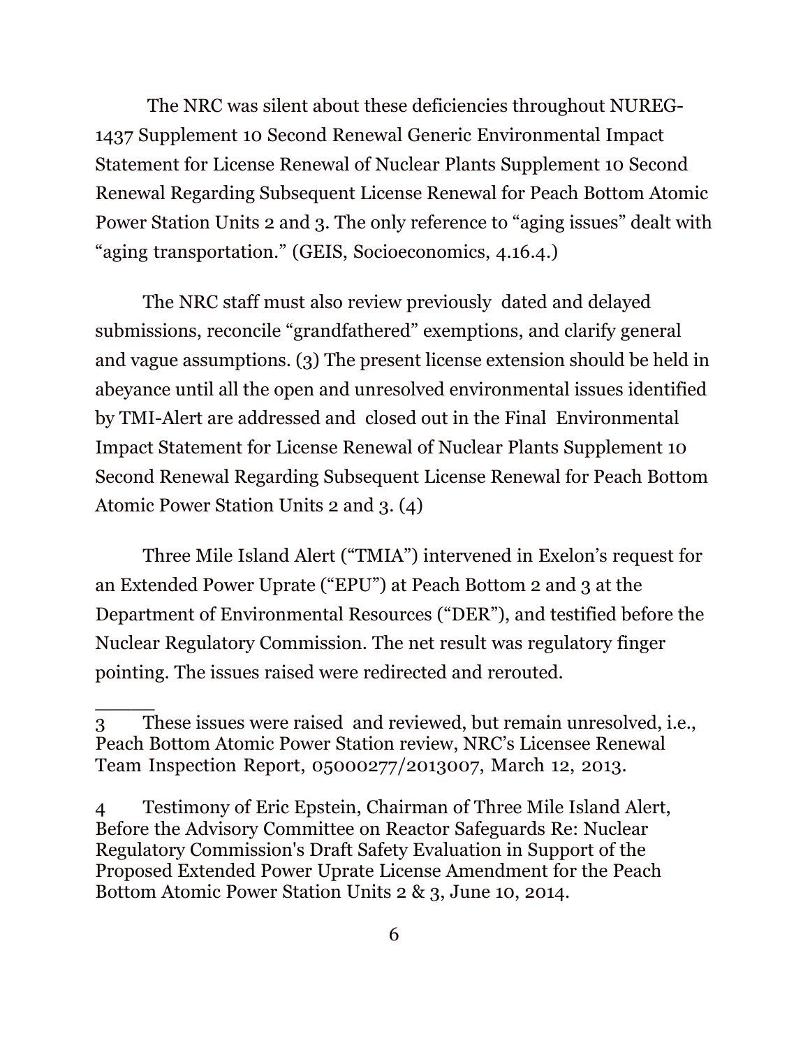The NRC was silent about these deficiencies throughout NUREG-1437 Supplement 10 Second Renewal Generic Environmental Impact Statement for License Renewal of Nuclear Plants Supplement 10 Second Renewal Regarding Subsequent License Renewal for Peach Bottom Atomic Power Station Units 2 and 3. The only reference to “aging issues” dealt with “aging transportation.” (GEIS, Socioeconomics, 4.16.4.)

The NRC staff must also review previously dated and delayed submissions, reconcile “grandfathered” exemptions, and clarify general and vague assumptions. (3) The present license extension should be held in abeyance until all the open and unresolved environmental issues identified by TMI-Alert are addressed and closed out in the Final Environmental Impact Statement for License Renewal of Nuclear Plants Supplement 10 Second Renewal Regarding Subsequent License Renewal for Peach Bottom Atomic Power Station Units 2 and 3. (4)

Three Mile Island Alert (“TMIA”) intervened in Exelon’s request for an Extended Power Uprate (“EPU”) at Peach Bottom 2 and 3 at the Department of Environmental Resources (“DER”), and testified before the Nuclear Regulatory Commission. The net result was regulatory finger pointing. The issues raised were redirected and rerouted.

______

3 These issues were raised and reviewed, but remain unresolved, i.e., Peach Bottom Atomic Power Station review, NRC’s Licensee Renewal Team Inspection Report, 05000277/2013007, March 12, 2013.

4 Testimony of Eric Epstein, Chairman of Three Mile Island Alert, Before the Advisory Committee on Reactor Safeguards Re: Nuclear Regulatory Commission's Draft Safety Evaluation in Support of the Proposed Extended Power Uprate License Amendment for the Peach Bottom Atomic Power Station Units 2 & 3, June 10, 2014.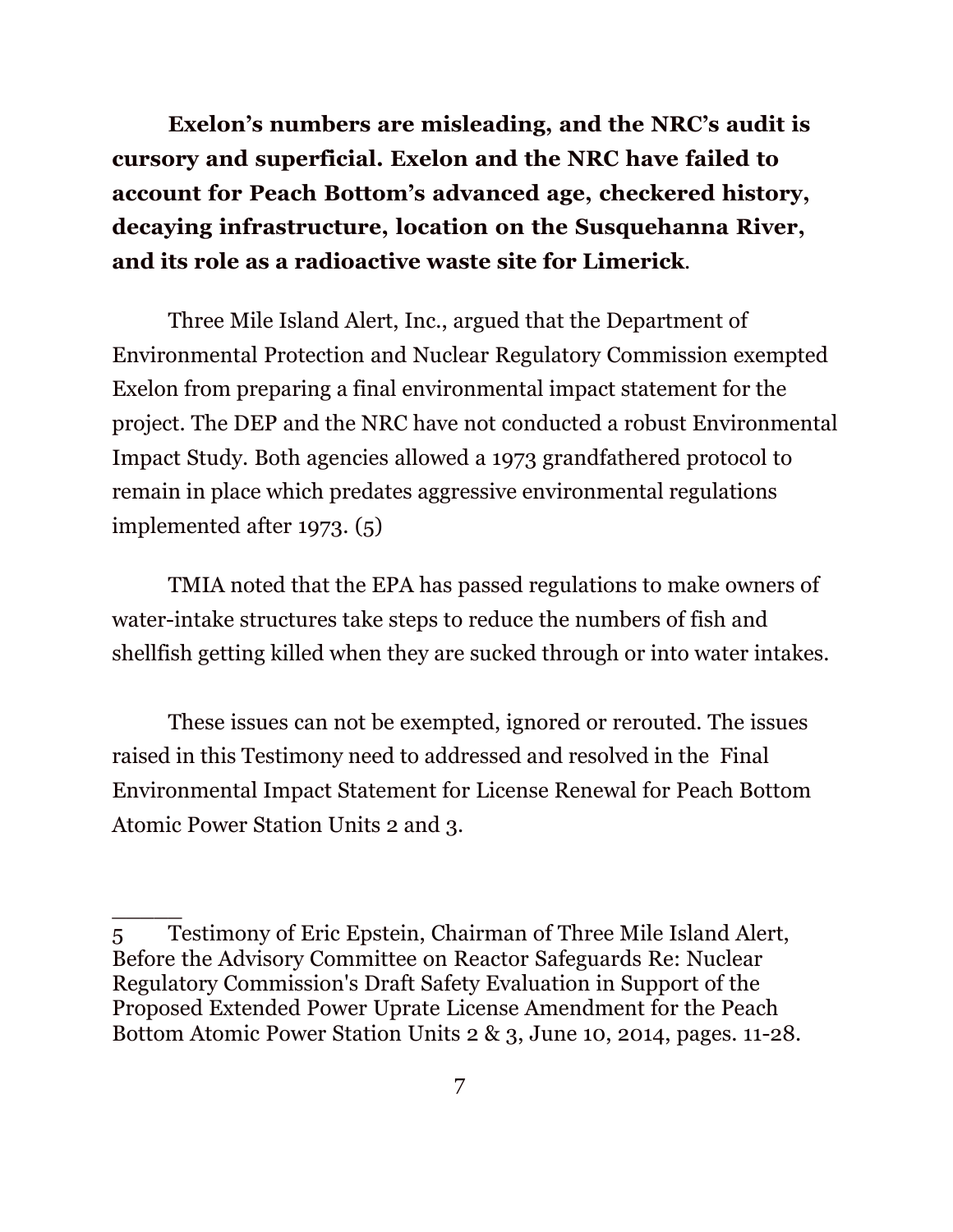**Exelon's numbers are misleading, and the NRC's audit is cursory and superficial. Exelon and the NRC have failed to account for Peach Bottom's advanced age, checkered history, decaying infrastructure, location on the Susquehanna River, and its role as a radioactive waste site for Limerick**.

Three Mile Island Alert, Inc., argued that the Department of Environmental Protection and Nuclear Regulatory Commission exempted Exelon from preparing a final environmental impact statement for the project. The DEP and the NRC have not conducted a robust Environmental Impact Study. Both agencies allowed a 1973 grandfathered protocol to remain in place which predates aggressive environmental regulations implemented after 1973. (5)

TMIA noted that the EPA has passed regulations to make owners of water-intake structures take steps to reduce the numbers of fish and shellfish getting killed when they are sucked through or into water intakes.

These issues can not be exempted, ignored or rerouted. The issues raised in this Testimony need to addressed and resolved in the Final Environmental Impact Statement for License Renewal for Peach Bottom Atomic Power Station Units 2 and 3.

_____

5 Testimony of Eric Epstein, Chairman of Three Mile Island Alert, Before the Advisory Committee on Reactor Safeguards Re: Nuclear Regulatory Commission's Draft Safety Evaluation in Support of the Proposed Extended Power Uprate License Amendment for the Peach Bottom Atomic Power Station Units 2 & 3, June 10, 2014, pages. 11-28.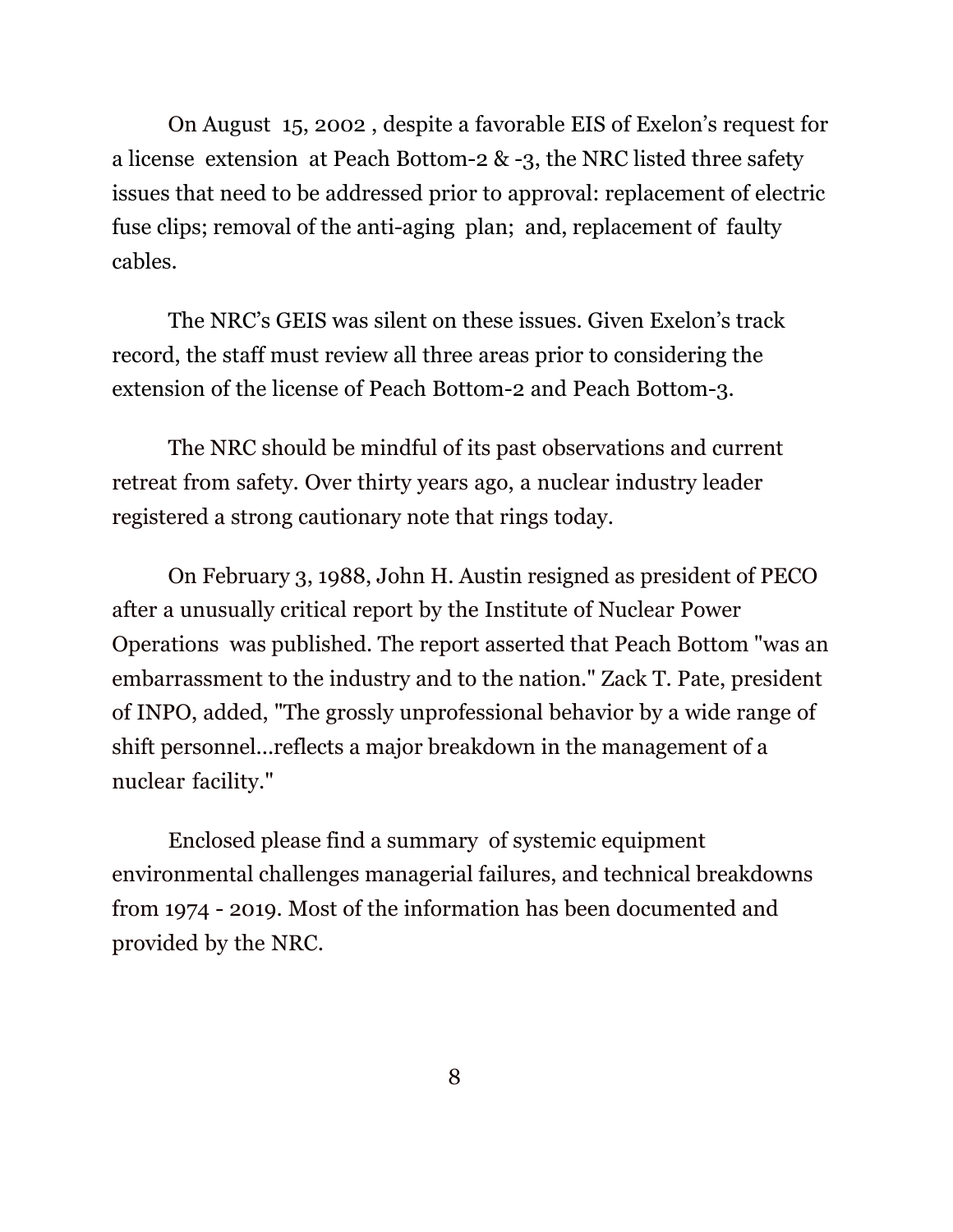On August 15, 2002 , despite a favorable EIS of Exelon's request for a license extension at Peach Bottom-2 & -3, the NRC listed three safety issues that need to be addressed prior to approval: replacement of electric fuse clips; removal of the anti-aging plan; and, replacement of faulty cables.

The NRC's GEIS was silent on these issues. Given Exelon's track record, the staff must review all three areas prior to considering the extension of the license of Peach Bottom-2 and Peach Bottom-3.

The NRC should be mindful of its past observations and current retreat from safety. Over thirty years ago, a nuclear industry leader registered a strong cautionary note that rings today.

On February 3, 1988, John H. Austin resigned as president of PECO after a unusually critical report by the Institute of Nuclear Power Operations was published. The report asserted that Peach Bottom "was an embarrassment to the industry and to the nation." Zack T. Pate, president of INPO, added, "The grossly unprofessional behavior by a wide range of shift personnel...reflects a major breakdown in the management of a nuclear facility."

Enclosed please find a summary of systemic equipment environmental challenges managerial failures, and technical breakdowns from 1974 - 2019. Most of the information has been documented and provided by the NRC.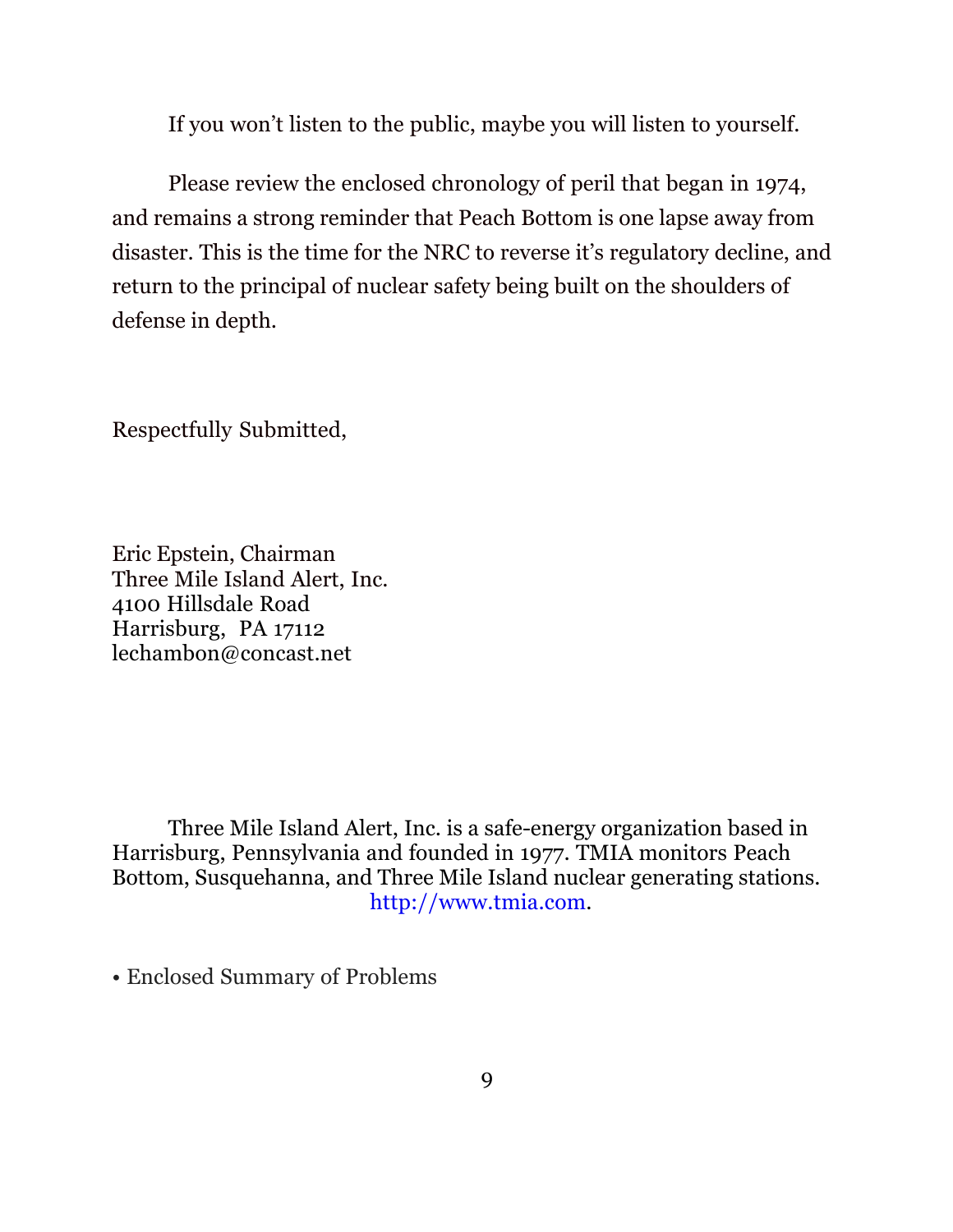If you won't listen to the public, maybe you will listen to yourself.

Please review the enclosed chronology of peril that began in 1974, and remains a strong reminder that Peach Bottom is one lapse away from disaster. This is the time for the NRC to reverse it's regulatory decline, and return to the principal of nuclear safety being built on the shoulders of defense in depth.

Respectfully Submitted,

Eric Epstein, Chairman  
Three Mile Island Alert, Inc.  
4100 Hillsdale Road  
Harrisburg, PA 17112  
lechambon@concast.net

Three Mile Island Alert, Inc. is a safe-energy organization based in Harrisburg, Pennsylvania and founded in 1977. TMIA monitors Peach Bottom, Susquehanna, and Three Mile Island nuclear generating stations. http://www.tmia.com.

• Enclosed Summary of Problems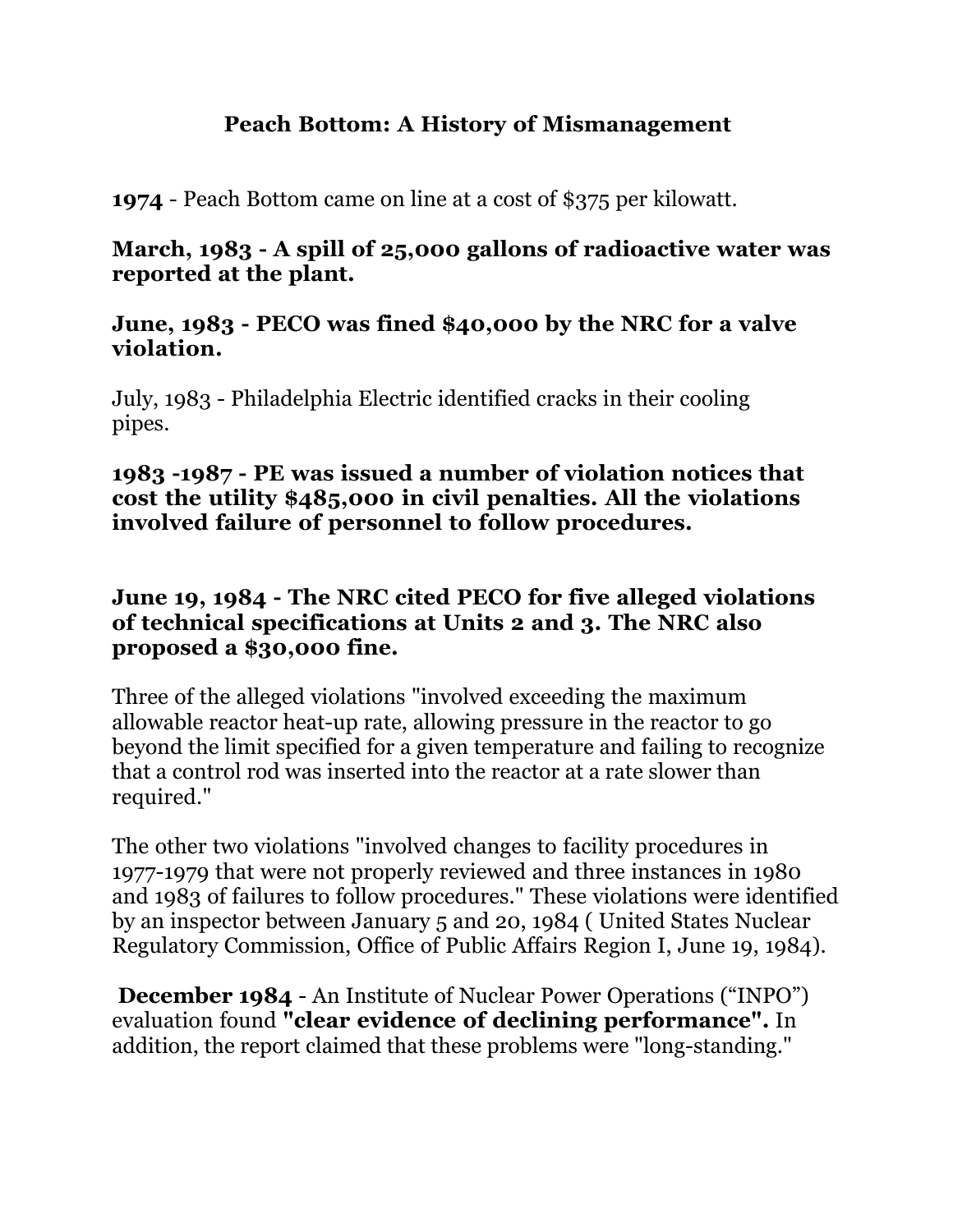## Peach Bottom: A History of Mismanagement

**1974** - Peach Bottom came on line at a cost of $375 per kilowatt.

**March, 1983 - A spill of 25,000 gallons of radioactive water was reported at the plant.**

**June, 1983 - PECO was fined $40,000 by the NRC for a valve violation.**

July, 1983 - Philadelphia Electric identified cracks in their cooling pipes.

**1983 -1987 - PE was issued a number of violation notices that cost the utility $485,000 in civil penalties. All the violations involved failure of personnel to follow procedures.**

**June 19, 1984 - The NRC cited PECO for five alleged violations of technical specifications at Units 2 and 3. The NRC also proposed a $30,000 fine.**

Three of the alleged violations "involved exceeding the maximum allowable reactor heat-up rate, allowing pressure in the reactor to go beyond the limit specified for a given temperature and failing to recognize that a control rod was inserted into the reactor at a rate slower than required."

The other two violations "involved changes to facility procedures in 1977-1979 that were not properly reviewed and three instances in 1980 and 1983 of failures to follow procedures." These violations were identified by an inspector between January 5 and 20, 1984 ( United States Nuclear Regulatory Commission, Office of Public Affairs Region I, June 19, 1984).

**December 1984** - An Institute of Nuclear Power Operations ("INPO") evaluation found **"clear evidence of declining performance".** In addition, the report claimed that these problems were "long-standing."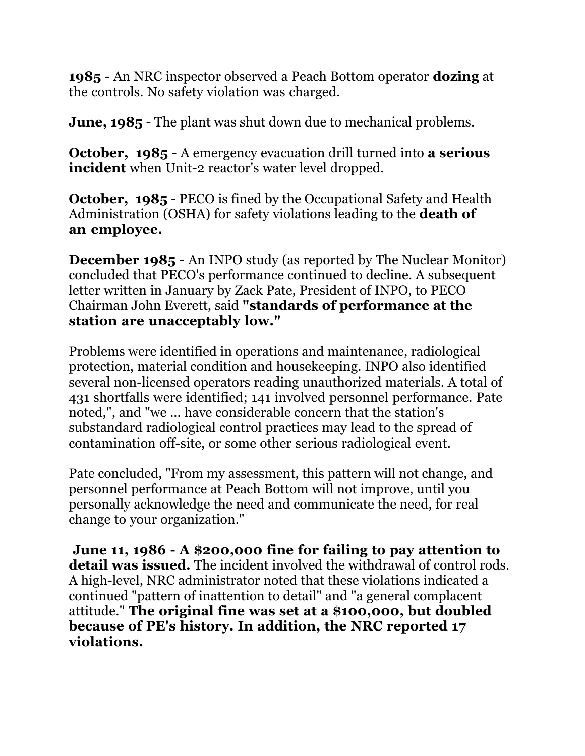**1985** - An NRC inspector observed a Peach Bottom operator **dozing** at the controls. No safety violation was charged.

**June, 1985** - The plant was shut down due to mechanical problems.

**October, 1985** - A emergency evacuation drill turned into **a serious incident** when Unit-2 reactor's water level dropped.

**October, 1985** - PECO is fined by the Occupational Safety and Health Administration (OSHA) for safety violations leading to the **death of an employee.**

**December 1985** - An INPO study (as reported by The Nuclear Monitor) concluded that PECO's performance continued to decline. A subsequent letter written in January by Zack Pate, President of INPO, to PECO Chairman John Everett, said **"standards of performance at the station are unacceptably low."**

Problems were identified in operations and maintenance, radiological protection, material condition and housekeeping. INPO also identified several non-licensed operators reading unauthorized materials. A total of 431 shortfalls were identified; 141 involved personnel performance. Pate noted,", and "we ... have considerable concern that the station's substandard radiological control practices may lead to the spread of contamination off-site, or some other serious radiological event.

Pate concluded, "From my assessment, this pattern will not change, and personnel performance at Peach Bottom will not improve, until you personally acknowledge the need and communicate the need, for real change to your organization."

**June 11, 1986 - A $200,000 fine for failing to pay attention to detail was issued.** The incident involved the withdrawal of control rods. A high-level, NRC administrator noted that these violations indicated a continued "pattern of inattention to detail" and "a general complacent attitude." **The original fine was set at a $100,000, but doubled because of PE's history. In addition, the NRC reported 17 violations.**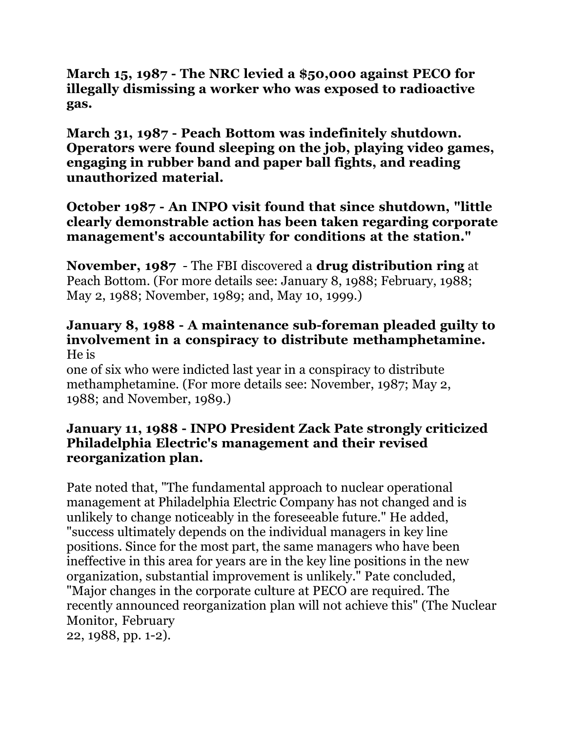**March 15, 1987 - The NRC levied a $50,000 against PECO for illegally dismissing a worker who was exposed to radioactive gas.**

**March 31, 1987 - Peach Bottom was indefinitely shutdown. Operators were found sleeping on the job, playing video games, engaging in rubber band and paper ball fights, and reading unauthorized material.**

**October 1987 - An INPO visit found that since shutdown, "little clearly demonstrable action has been taken regarding corporate management's accountability for conditions at the station."**

**November, 1987** - The FBI discovered a **drug distribution ring** at Peach Bottom. (For more details see: January 8, 1988; February, 1988; May 2, 1988; November, 1989; and, May 10, 1999.)

**January 8, 1988 - A maintenance sub-foreman pleaded guilty to involvement in a conspiracy to distribute methamphetamine.** He is one of six who were indicted last year in a conspiracy to distribute methamphetamine. (For more details see: November, 1987; May 2, 1988; and November, 1989.)

**January 11, 1988 - INPO President Zack Pate strongly criticized Philadelphia Electric's management and their revised reorganization plan.**

Pate noted that, "The fundamental approach to nuclear operational management at Philadelphia Electric Company has not changed and is unlikely to change noticeably in the foreseeable future." He added, "success ultimately depends on the individual managers in key line positions. Since for the most part, the same managers who have been ineffective in this area for years are in the key line positions in the new organization, substantial improvement is unlikely." Pate concluded, "Major changes in the corporate culture at PECO are required. The recently announced reorganization plan will not achieve this" (The Nuclear Monitor, February 22, 1988, pp. 1-2).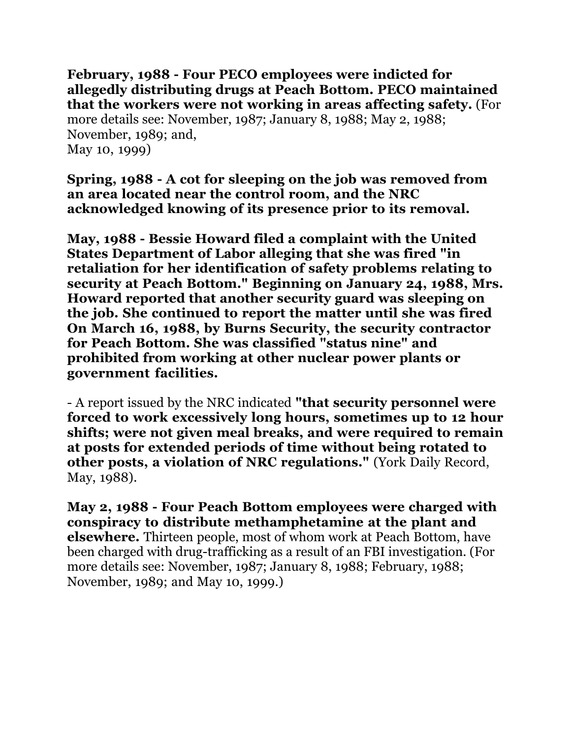**February, 1988 - Four PECO employees were indicted for allegedly distributing drugs at Peach Bottom. PECO maintained that the workers were not working in areas affecting safety.** (For more details see: November, 1987; January 8, 1988; May 2, 1988; November, 1989; and,
May 10, 1999)

**Spring, 1988 - A cot for sleeping on the job was removed from an area located near the control room, and the NRC acknowledged knowing of its presence prior to its removal.**

**May, 1988 - Bessie Howard filed a complaint with the United States Department of Labor alleging that she was fired "in retaliation for her identification of safety problems relating to security at Peach Bottom." Beginning on January 24, 1988, Mrs. Howard reported that another security guard was sleeping on the job. She continued to report the matter until she was fired On March 16, 1988, by Burns Security, the security contractor for Peach Bottom. She was classified "status nine" and prohibited from working at other nuclear power plants or government facilities.**

- A report issued by the NRC indicated **"that security personnel were forced to work excessively long hours, sometimes up to 12 hour shifts; were not given meal breaks, and were required to remain at posts for extended periods of time without being rotated to other posts, a violation of NRC regulations."** (York Daily Record, May, 1988).

**May 2, 1988 - Four Peach Bottom employees were charged with conspiracy to distribute methamphetamine at the plant and elsewhere.** Thirteen people, most of whom work at Peach Bottom, have been charged with drug-trafficking as a result of an FBI investigation. (For more details see: November, 1987; January 8, 1988; February, 1988; November, 1989; and May 10, 1999.)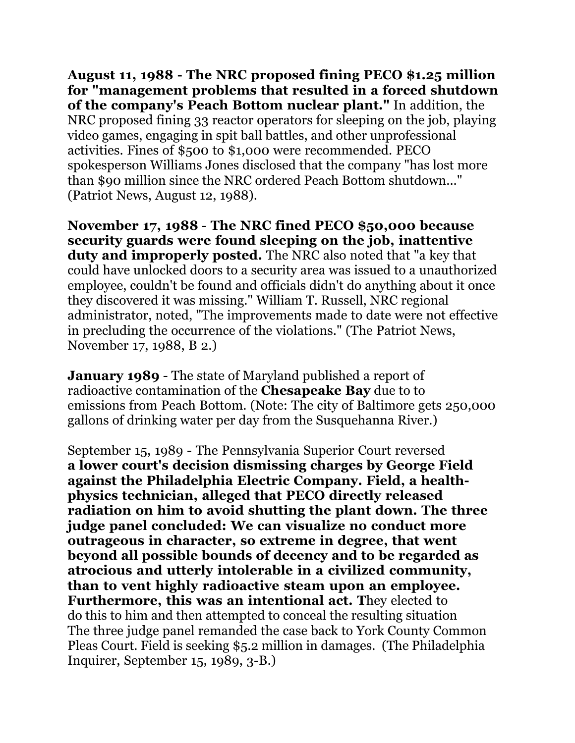**August 11, 1988 - The NRC proposed fining PECO $1.25 million for "management problems that resulted in a forced shutdown of the company's Peach Bottom nuclear plant."** In addition, the NRC proposed fining 33 reactor operators for sleeping on the job, playing video games, engaging in spit ball battles, and other unprofessional activities. Fines of $500 to $1,000 were recommended. PECO spokesperson Williams Jones disclosed that the company "has lost more than $90 million since the NRC ordered Peach Bottom shutdown..." (Patriot News, August 12, 1988).

**November 17, 1988** - **The NRC fined PECO $50,000 because security guards were found sleeping on the job, inattentive duty and improperly posted.** The NRC also noted that "a key that could have unlocked doors to a security area was issued to a unauthorized employee, couldn't be found and officials didn't do anything about it once they discovered it was missing." William T. Russell, NRC regional administrator, noted, "The improvements made to date were not effective in precluding the occurrence of the violations." (The Patriot News, November 17, 1988, B 2.)

**January 1989** - The state of Maryland published a report of radioactive contamination of the **Chesapeake Bay** due to to emissions from Peach Bottom. (Note: The city of Baltimore gets 250,000 gallons of drinking water per day from the Susquehanna River.)

September 15, 1989 - The Pennsylvania Superior Court reversed **a lower court's decision dismissing charges by George Field against the Philadelphia Electric Company. Field, a health-physics technician, alleged that PECO directly released radiation on him to avoid shutting the plant down. The three judge panel concluded: We can visualize no conduct more outrageous in character, so extreme in degree, that went beyond all possible bounds of decency and to be regarded as atrocious and utterly intolerable in a civilized community, than to vent highly radioactive steam upon an employee. Furthermore, this was an intentional act. T**hey elected to do this to him and then attempted to conceal the resulting situation The three judge panel remanded the case back to York County Common Pleas Court. Field is seeking $5.2 million in damages. (The Philadelphia Inquirer, September 15, 1989, 3-B.)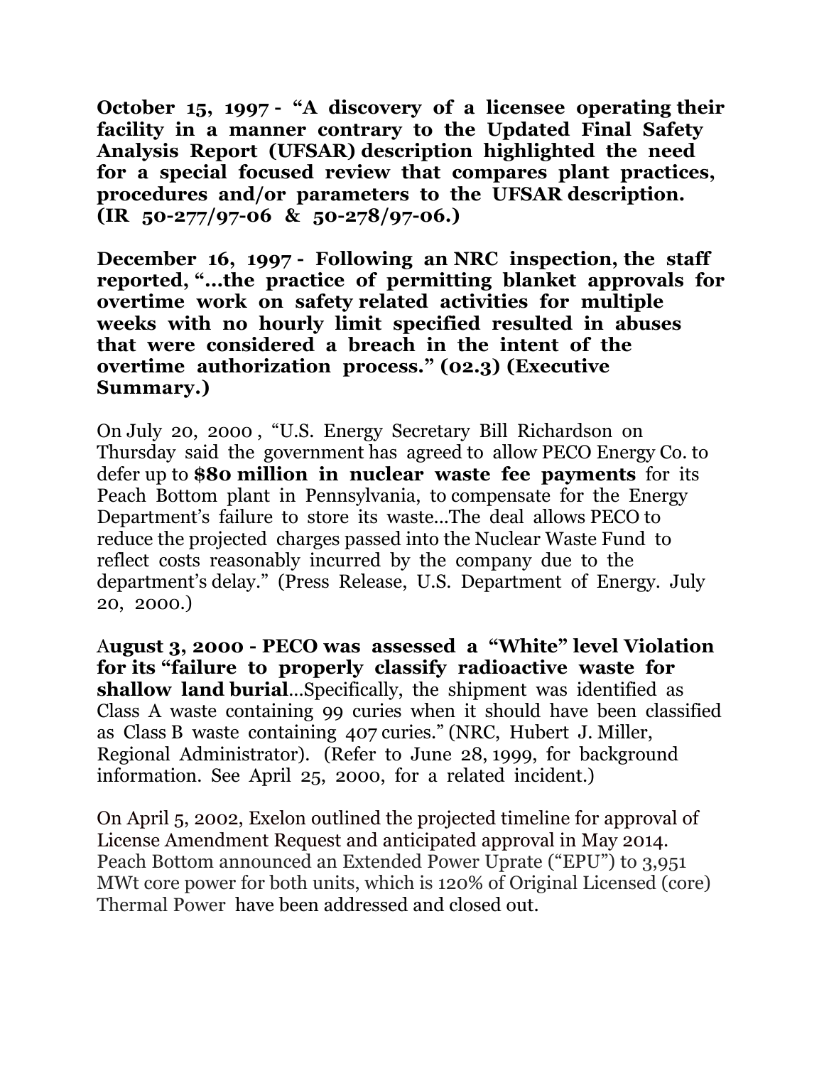**October 15, 1997 - "A discovery of a licensee operating their facility in a manner contrary to the Updated Final Safety Analysis Report (UFSAR) description highlighted the need for a special focused review that compares plant practices, procedures and/or parameters to the UFSAR description. (IR 50-277/97-06 & 50-278/97-06.)**

**December 16, 1997 - Following an NRC inspection, the staff reported, "...the practice of permitting blanket approvals for overtime work on safety related activities for multiple weeks with no hourly limit specified resulted in abuses that were considered a breach in the intent of the overtime authorization process." (02.3) (Executive Summary.)**

On July 20, 2000 , "U.S. Energy Secretary Bill Richardson on Thursday said the government has agreed to allow PECO Energy Co. to defer up to **$80 million in nuclear waste fee payments** for its Peach Bottom plant in Pennsylvania, to compensate for the Energy Department's failure to store its waste...The deal allows PECO to reduce the projected charges passed into the Nuclear Waste Fund to reflect costs reasonably incurred by the company due to the department's delay." (Press Release, U.S. Department of Energy. July 20, 2000.)

A**ugust 3, 2000 - PECO was assessed a "White" level Violation for its "failure to properly classify radioactive waste for shallow land burial**...Specifically, the shipment was identified as Class A waste containing 99 curies when it should have been classified as Class B waste containing 407 curies." (NRC, Hubert J. Miller, Regional Administrator). (Refer to June 28, 1999, for background information. See April 25, 2000, for a related incident.)

On April 5, 2002, Exelon outlined the projected timeline for approval of License Amendment Request and anticipated approval in May 2014. Peach Bottom announced an Extended Power Uprate ("EPU") to 3,951 MWt core power for both units, which is 120% of Original Licensed (core) Thermal Power have been addressed and closed out.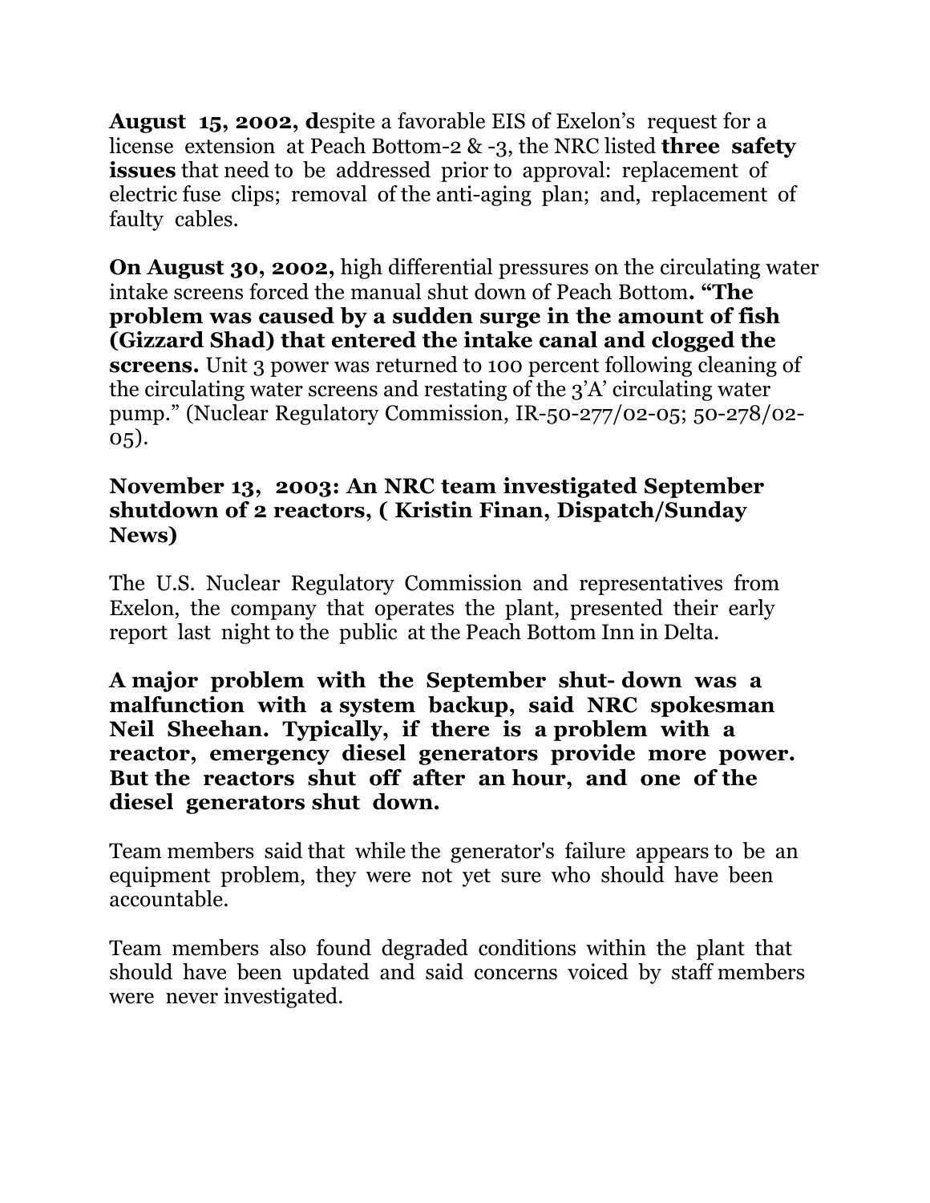**August 15, 2002, d**espite a favorable EIS of Exelon's request for a license extension at Peach Bottom-2 & -3, the NRC listed **three safety issues** that need to be addressed prior to approval: replacement of electric fuse clips; removal of the anti-aging plan; and, replacement of faulty cables.

**On August 30, 2002,** high differential pressures on the circulating water intake screens forced the manual shut down of Peach Bottom**. "The problem was caused by a sudden surge in the amount of fish (Gizzard Shad) that entered the intake canal and clogged the screens.** Unit 3 power was returned to 100 percent following cleaning of the circulating water screens and restating of the 3'A' circulating water pump." (Nuclear Regulatory Commission, IR-50-277/02-05; 50-278/02-05).

**November 13, 2003: An NRC team investigated September shutdown of 2 reactors, ( Kristin Finan, Dispatch/Sunday News)**

The U.S. Nuclear Regulatory Commission and representatives from Exelon, the company that operates the plant, presented their early report last night to the public at the Peach Bottom Inn in Delta.

**A major problem with the September shut- down was a malfunction with a system backup, said NRC spokesman Neil Sheehan. Typically, if there is a problem with a reactor, emergency diesel generators provide more power. But the reactors shut off after an hour, and one of the diesel generators shut down.**

Team members said that while the generator's failure appears to be an equipment problem, they were not yet sure who should have been accountable.

Team members also found degraded conditions within the plant that should have been updated and said concerns voiced by staff members were never investigated.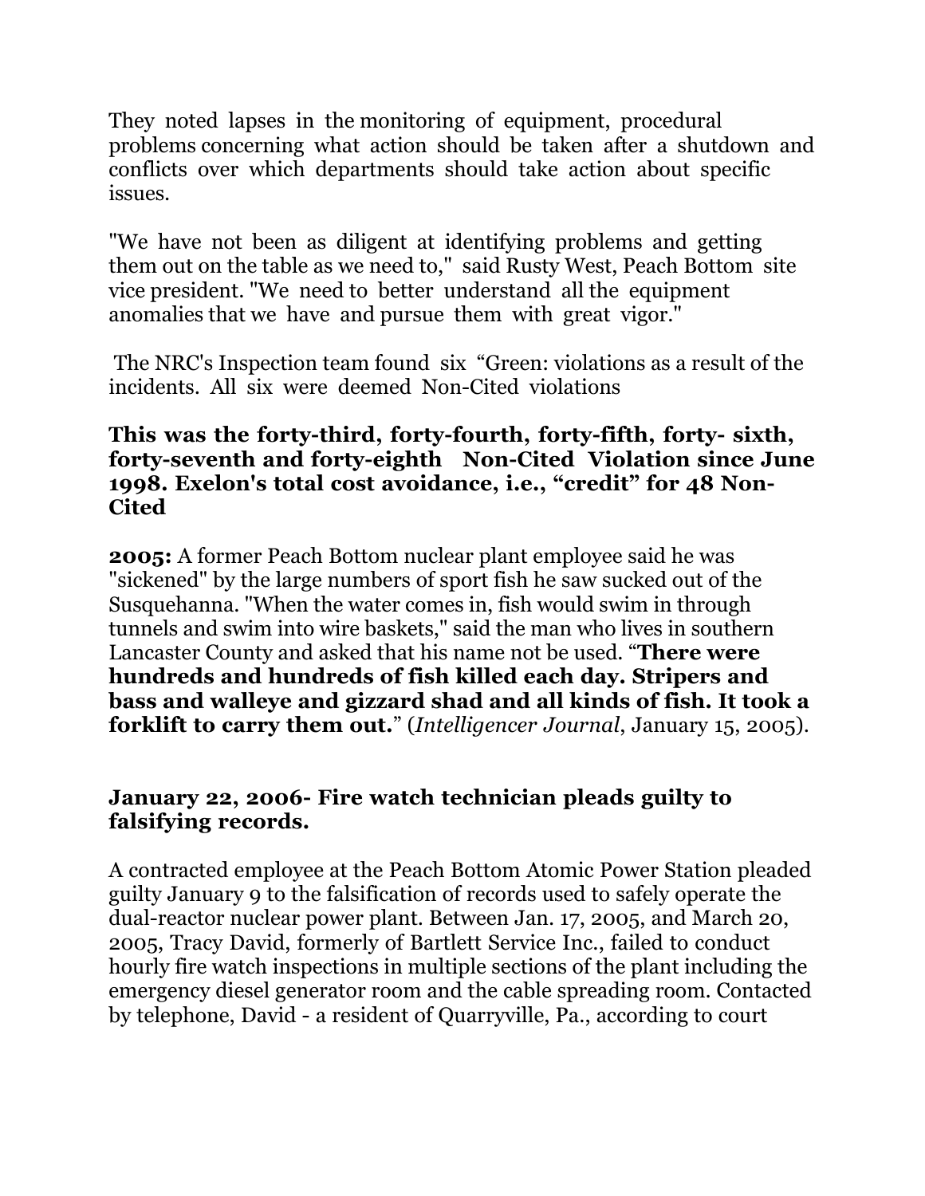They noted lapses in the monitoring of equipment, procedural problems concerning what action should be taken after a shutdown and conflicts over which departments should take action about specific issues.

"We have not been as diligent at identifying problems and getting them out on the table as we need to," said Rusty West, Peach Bottom site vice president. "We need to better understand all the equipment anomalies that we have and pursue them with great vigor."

The NRC's Inspection team found six "Green: violations as a result of the incidents. All six were deemed Non-Cited violations

**This was the forty-third, forty-fourth, forty-fifth, forty- sixth, forty-seventh and forty-eighth Non-Cited Violation since June 1998. Exelon's total cost avoidance, i.e., "credit" for 48 Non-Cited**

**2005:** A former Peach Bottom nuclear plant employee said he was "sickened" by the large numbers of sport fish he saw sucked out of the Susquehanna. "When the water comes in, fish would swim in through tunnels and swim into wire baskets," said the man who lives in southern Lancaster County and asked that his name not be used. "**There were hundreds and hundreds of fish killed each day. Stripers and bass and walleye and gizzard shad and all kinds of fish. It took a forklift to carry them out.**" (*Intelligencer Journal*, January 15, 2005).

**January 22, 2006- Fire watch technician pleads guilty to falsifying records.**

A contracted employee at the Peach Bottom Atomic Power Station pleaded guilty January 9 to the falsification of records used to safely operate the dual-reactor nuclear power plant. Between Jan. 17, 2005, and March 20, 2005, Tracy David, formerly of Bartlett Service Inc., failed to conduct hourly fire watch inspections in multiple sections of the plant including the emergency diesel generator room and the cable spreading room. Contacted by telephone, David - a resident of Quarryville, Pa., according to court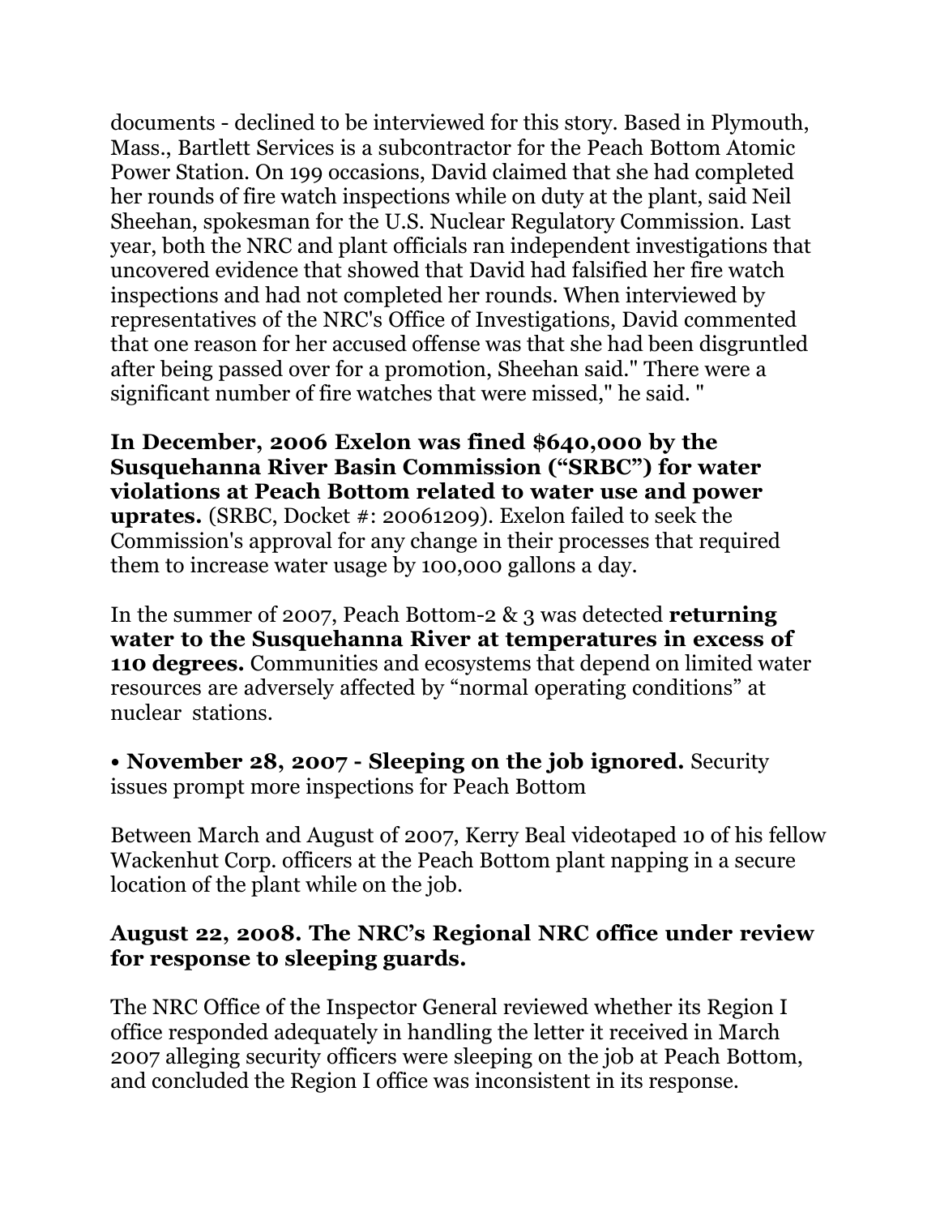documents - declined to be interviewed for this story. Based in Plymouth, Mass., Bartlett Services is a subcontractor for the Peach Bottom Atomic Power Station. On 199 occasions, David claimed that she had completed her rounds of fire watch inspections while on duty at the plant, said Neil Sheehan, spokesman for the U.S. Nuclear Regulatory Commission. Last year, both the NRC and plant officials ran independent investigations that uncovered evidence that showed that David had falsified her fire watch inspections and had not completed her rounds. When interviewed by representatives of the NRC's Office of Investigations, David commented that one reason for her accused offense was that she had been disgruntled after being passed over for a promotion, Sheehan said." There were a significant number of fire watches that were missed," he said. "

**In December, 2006 Exelon was fined $640,000 by the Susquehanna River Basin Commission ("SRBC") for water violations at Peach Bottom related to water use and power uprates.** (SRBC, Docket #: 20061209). Exelon failed to seek the Commission's approval for any change in their processes that required them to increase water usage by 100,000 gallons a day.

In the summer of 2007, Peach Bottom-2 & 3 was detected **returning water to the Susquehanna River at temperatures in excess of 110 degrees.** Communities and ecosystems that depend on limited water resources are adversely affected by "normal operating conditions" at nuclear stations.

• **November 28, 2007 - Sleeping on the job ignored.** Security issues prompt more inspections for Peach Bottom

Between March and August of 2007, Kerry Beal videotaped 10 of his fellow Wackenhut Corp. officers at the Peach Bottom plant napping in a secure location of the plant while on the job.

**August 22, 2008. The NRC's Regional NRC office under review for response to sleeping guards.**

The NRC Office of the Inspector General reviewed whether its Region I office responded adequately in handling the letter it received in March 2007 alleging security officers were sleeping on the job at Peach Bottom, and concluded the Region I office was inconsistent in its response.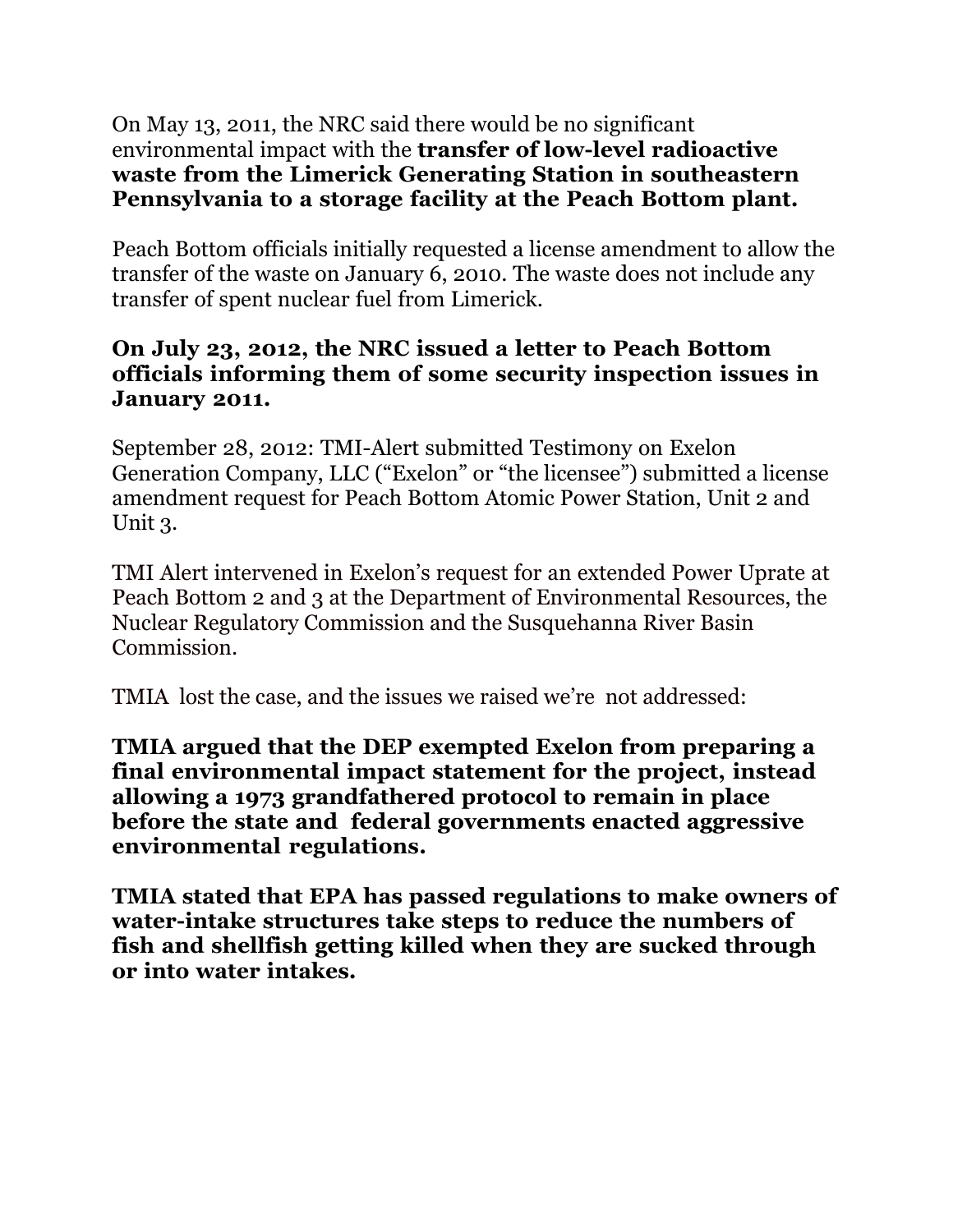On May 13, 2011, the NRC said there would be no significant environmental impact with the **transfer of low-level radioactive waste from the Limerick Generating Station in southeastern Pennsylvania to a storage facility at the Peach Bottom plant.**

Peach Bottom officials initially requested a license amendment to allow the transfer of the waste on January 6, 2010. The waste does not include any transfer of spent nuclear fuel from Limerick.

**On July 23, 2012, the NRC issued a letter to Peach Bottom officials informing them of some security inspection issues in January 2011.**

September 28, 2012: TMI-Alert submitted Testimony on Exelon Generation Company, LLC ("Exelon" or "the licensee") submitted a license amendment request for Peach Bottom Atomic Power Station, Unit 2 and Unit 3.

TMI Alert intervened in Exelon's request for an extended Power Uprate at Peach Bottom 2 and 3 at the Department of Environmental Resources, the Nuclear Regulatory Commission and the Susquehanna River Basin Commission.

TMIA lost the case, and the issues we raised we're not addressed:

**TMIA argued that the DEP exempted Exelon from preparing a final environmental impact statement for the project, instead allowing a 1973 grandfathered protocol to remain in place before the state and federal governments enacted aggressive environmental regulations.**

**TMIA stated that EPA has passed regulations to make owners of water-intake structures take steps to reduce the numbers of fish and shellfish getting killed when they are sucked through or into water intakes.**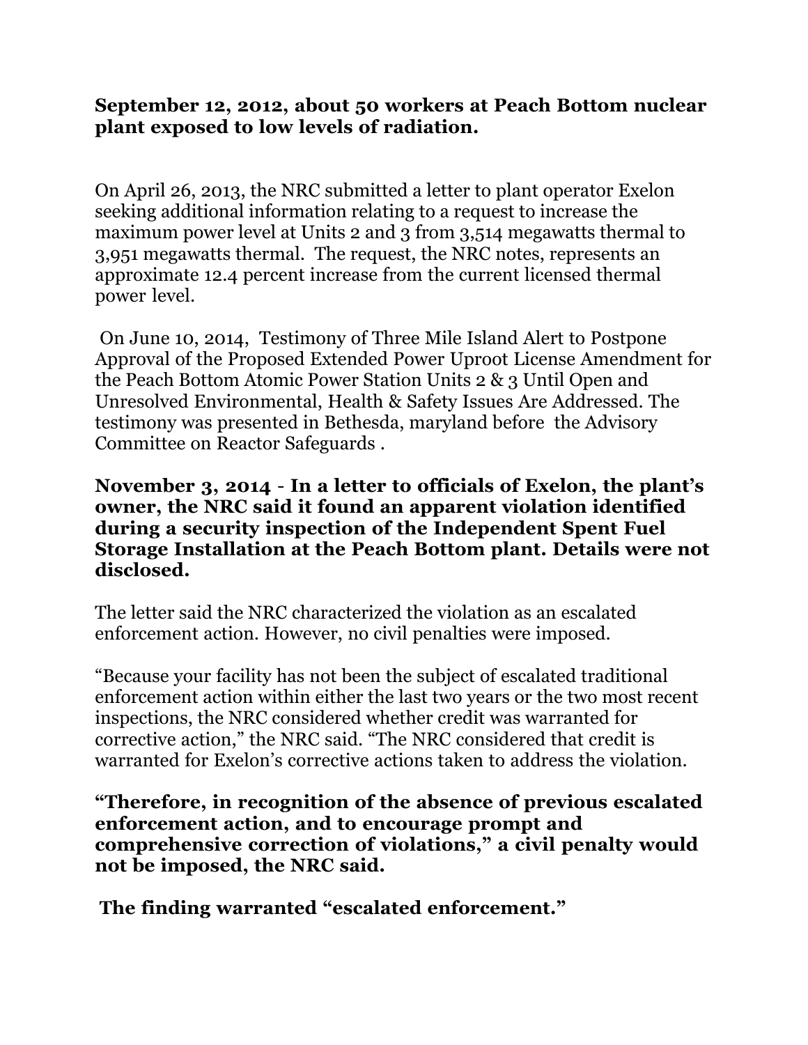**September 12, 2012, about 50 workers at Peach Bottom nuclear plant exposed to low levels of radiation.**

On April 26, 2013, the NRC submitted a letter to plant operator Exelon seeking additional information relating to a request to increase the maximum power level at Units 2 and 3 from 3,514 megawatts thermal to 3,951 megawatts thermal. The request, the NRC notes, represents an approximate 12.4 percent increase from the current licensed thermal power level.

On June 10, 2014, Testimony of Three Mile Island Alert to Postpone Approval of the Proposed Extended Power Uproot License Amendment for the Peach Bottom Atomic Power Station Units 2 & 3 Until Open and Unresolved Environmental, Health & Safety Issues Are Addressed. The testimony was presented in Bethesda, maryland before the Advisory Committee on Reactor Safeguards .

**November 3, 2014 - In a letter to officials of Exelon, the plant's owner, the NRC said it found an apparent violation identified during a security inspection of the Independent Spent Fuel Storage Installation at the Peach Bottom plant. Details were not disclosed.**

The letter said the NRC characterized the violation as an escalated enforcement action. However, no civil penalties were imposed.

"Because your facility has not been the subject of escalated traditional enforcement action within either the last two years or the two most recent inspections, the NRC considered whether credit was warranted for corrective action," the NRC said. "The NRC considered that credit is warranted for Exelon's corrective actions taken to address the violation.

**"Therefore, in recognition of the absence of previous escalated enforcement action, and to encourage prompt and comprehensive correction of violations," a civil penalty would not be imposed, the NRC said.**

**The finding warranted "escalated enforcement."**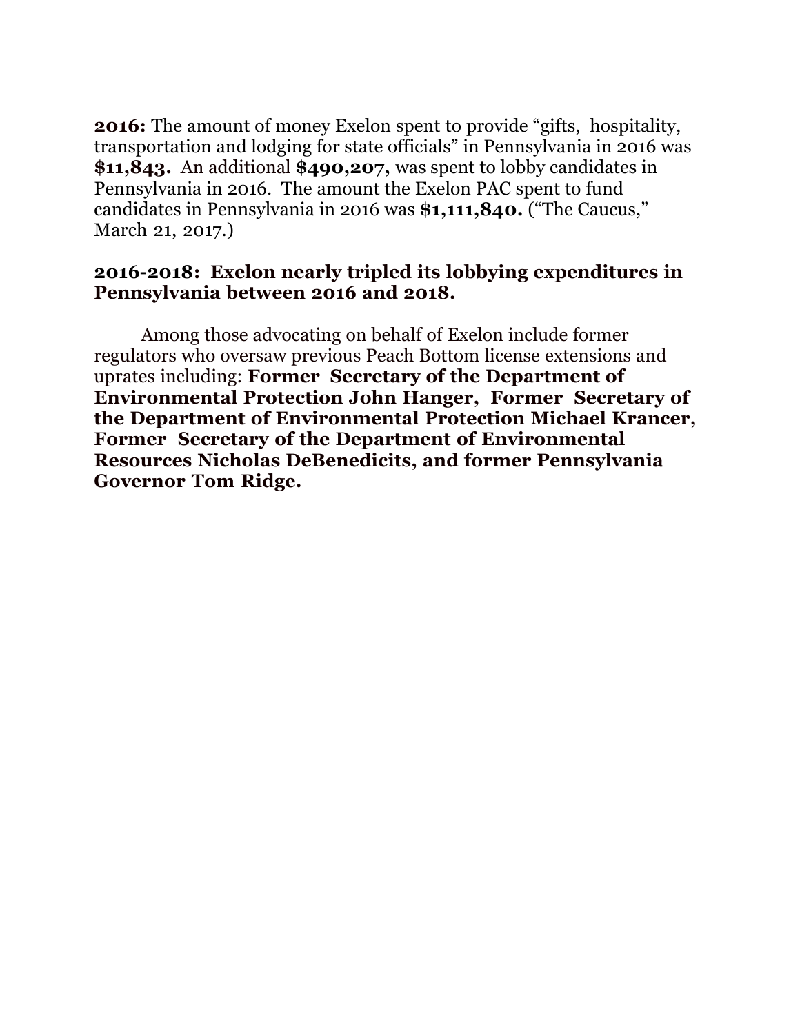**2016:** The amount of money Exelon spent to provide "gifts, hospitality, transportation and lodging for state officials" in Pennsylvania in 2016 was **$11,843.** An additional **$490,207,** was spent to lobby candidates in Pennsylvania in 2016. The amount the Exelon PAC spent to fund candidates in Pennsylvania in 2016 was **$1,111,840.** ("The Caucus," March 21, 2017.)

**2016-2018: Exelon nearly tripled its lobbying expenditures in Pennsylvania between 2016 and 2018.**

Among those advocating on behalf of Exelon include former regulators who oversaw previous Peach Bottom license extensions and uprates including: **Former Secretary of the Department of Environmental Protection John Hanger, Former Secretary of the Department of Environmental Protection Michael Krancer, Former Secretary of the Department of Environmental Resources Nicholas DeBenedicits, and former Pennsylvania Governor Tom Ridge.**